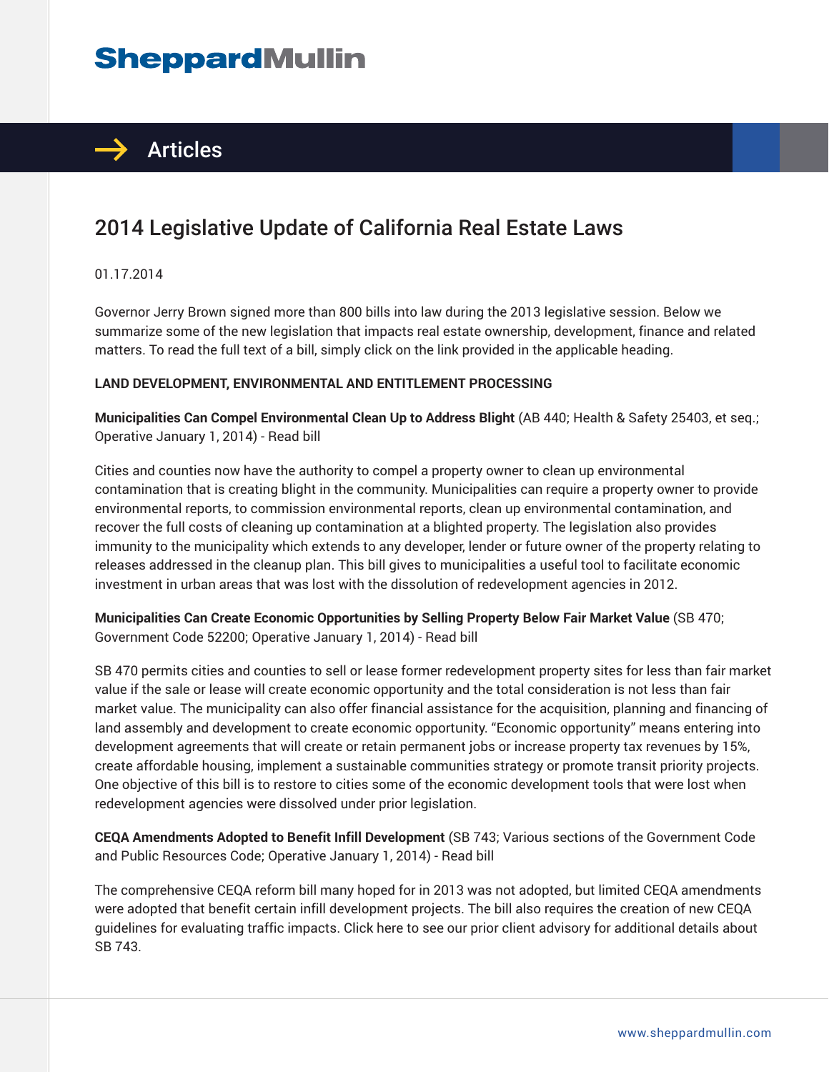# 2014 Legislative Update of California Real Estate Laws

01.17.2014

Governor Jerry Brown signed more than 800 bills into law during the 2013 legislative session. Below we summarize some of the new legislation that impacts real estate ownership, development, finance and related matters. To read the full text of a bill, simply click on the link provided in the applicable heading.

**LAND DEVELOPMENT, ENVIRONMENTAL AND ENTITLEMENT PROCESSING**

**Municipalities Can Compel Environmental Clean Up to Address Blight** (AB 440; Health & Safety 25403, et seq.; Operative January 1, 2014) - Read bill

Cities and counties now have the authority to compel a property owner to clean up environmental contamination that is creating blight in the community. Municipalities can require a property owner to provide environmental reports, to commission environmental reports, clean up environmental contamination, and recover the full costs of cleaning up contamination at a blighted property. The legislation also provides immunity to the municipality which extends to any developer, lender or future owner of the property relating to releases addressed in the cleanup plan. This bill gives to municipalities a useful tool to facilitate economic investment in urban areas that was lost with the dissolution of redevelopment agencies in 2012.

**Municipalities Can Create Economic Opportunities by Selling Property Below Fair Market Value** (SB 470; Government Code 52200; Operative January 1, 2014) - Read bill

SB 470 permits cities and counties to sell or lease former redevelopment property sites for less than fair market value if the sale or lease will create economic opportunity and the total consideration is not less than fair market value. The municipality can also offer financial assistance for the acquisition, planning and financing of land assembly and development to create economic opportunity. "Economic opportunity" means entering into development agreements that will create or retain permanent jobs or increase property tax revenues by 15%, create affordable housing, implement a sustainable communities strategy or promote transit priority projects. One objective of this bill is to restore to cities some of the economic development tools that were lost when redevelopment agencies were dissolved under prior legislation.

**CEQA Amendments Adopted to Benefit Infill Development** (SB 743; Various sections of the Government Code and Public Resources Code; Operative January 1, 2014) - Read bill

The comprehensive CEQA reform bill many hoped for in 2013 was not adopted, but limited CEQA amendments were adopted that benefit certain infill development projects. The bill also requires the creation of new CEQA guidelines for evaluating traffic impacts. Click here to see our prior client advisory for additional details about SB 743.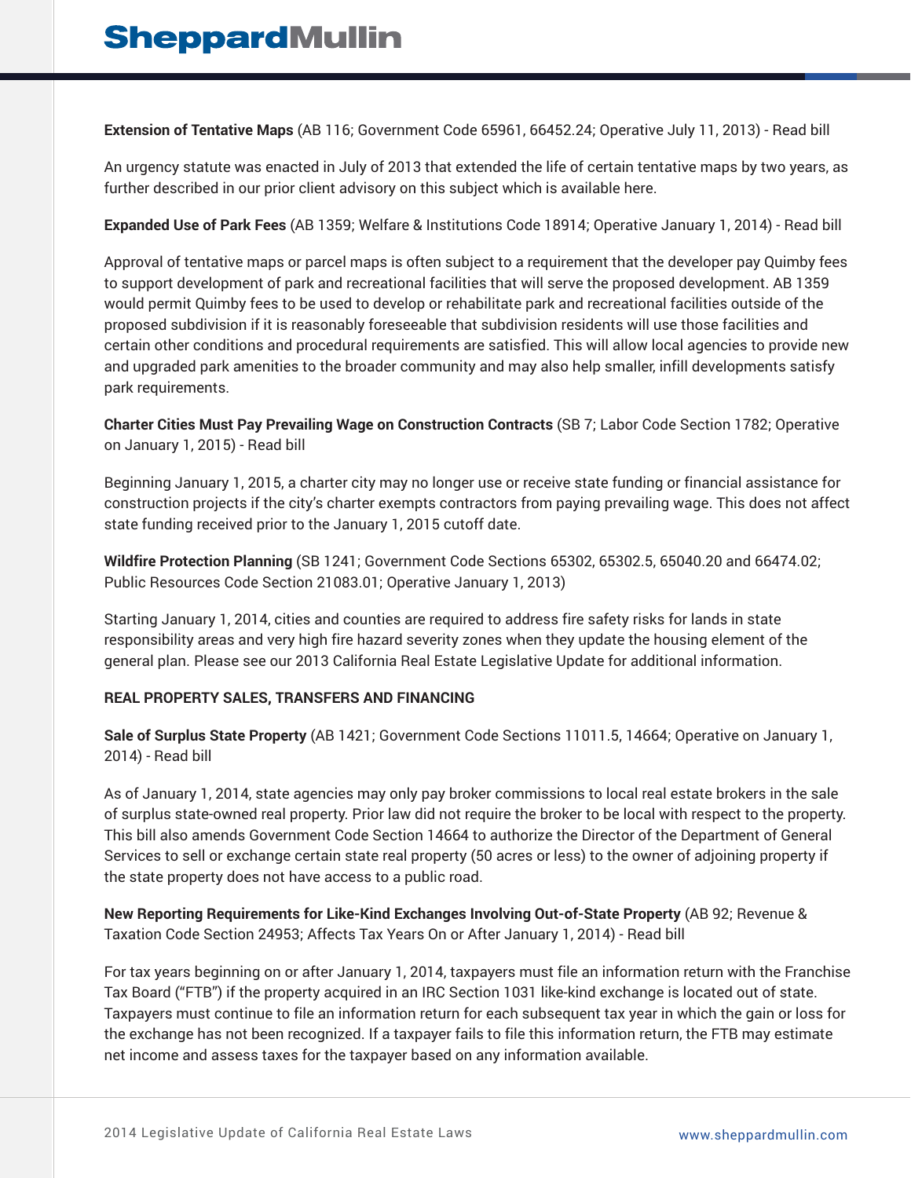**Extension of Tentative Maps** (AB 116; Government Code 65961, 66452.24; Operative July 11, 2013) - Read bill

An urgency statute was enacted in July of 2013 that extended the life of certain tentative maps by two years, as further described in our prior client advisory on this subject which is available here.

**Expanded Use of Park Fees** (AB 1359; Welfare & Institutions Code 18914; Operative January 1, 2014) - Read bill

Approval of tentative maps or parcel maps is often subject to a requirement that the developer pay Quimby fees to support development of park and recreational facilities that will serve the proposed development. AB 1359 would permit Quimby fees to be used to develop or rehabilitate park and recreational facilities outside of the proposed subdivision if it is reasonably foreseeable that subdivision residents will use those facilities and certain other conditions and procedural requirements are satisfied. This will allow local agencies to provide new and upgraded park amenities to the broader community and may also help smaller, infill developments satisfy park requirements.

**Charter Cities Must Pay Prevailing Wage on Construction Contracts** (SB 7; Labor Code Section 1782; Operative on January 1, 2015) - Read bill

Beginning January 1, 2015, a charter city may no longer use or receive state funding or financial assistance for construction projects if the city's charter exempts contractors from paying prevailing wage. This does not affect state funding received prior to the January 1, 2015 cutoff date.

**Wildfire Protection Planning** (SB 1241; Government Code Sections 65302, 65302.5, 65040.20 and 66474.02; Public Resources Code Section 21083.01; Operative January 1, 2013)

Starting January 1, 2014, cities and counties are required to address fire safety risks for lands in state responsibility areas and very high fire hazard severity zones when they update the housing element of the general plan. Please see our 2013 California Real Estate Legislative Update for additional information.

**REAL PROPERTY SALES, TRANSFERS AND FINANCING**

**Sale of Surplus State Property** (AB 1421; Government Code Sections 11011.5, 14664; Operative on January 1, 2014) - Read bill

As of January 1, 2014, state agencies may only pay broker commissions to local real estate brokers in the sale of surplus state-owned real property. Prior law did not require the broker to be local with respect to the property. This bill also amends Government Code Section 14664 to authorize the Director of the Department of General Services to sell or exchange certain state real property (50 acres or less) to the owner of adjoining property if the state property does not have access to a public road.

**New Reporting Requirements for Like-Kind Exchanges Involving Out-of-State Property** (AB 92; Revenue & Taxation Code Section 24953; Affects Tax Years On or After January 1, 2014) - Read bill

For tax years beginning on or after January 1, 2014, taxpayers must file an information return with the Franchise Tax Board ("FTB") if the property acquired in an IRC Section 1031 like-kind exchange is located out of state. Taxpayers must continue to file an information return for each subsequent tax year in which the gain or loss for the exchange has not been recognized. If a taxpayer fails to file this information return, the FTB may estimate net income and assess taxes for the taxpayer based on any information available.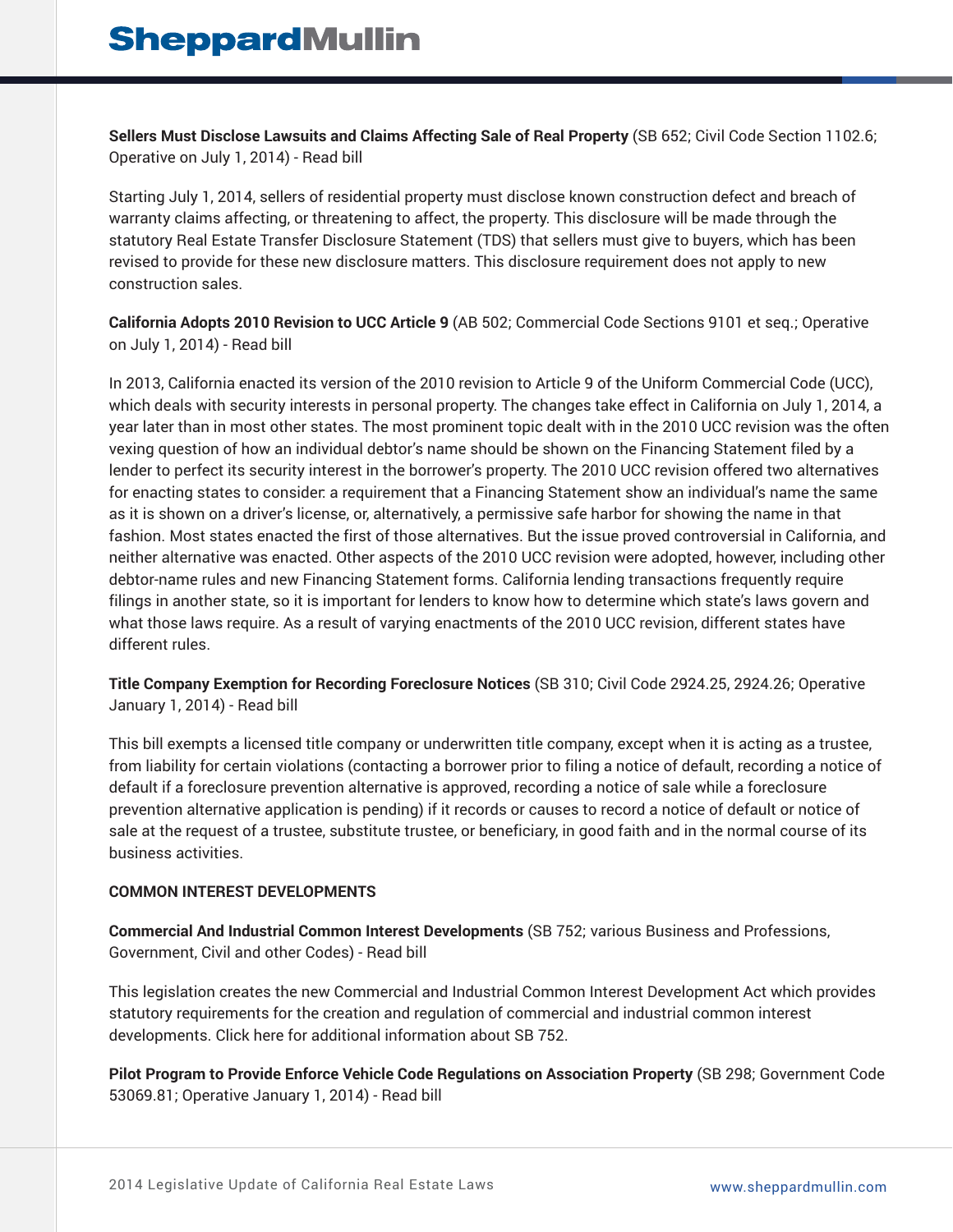**Sellers Must Disclose Lawsuits and Claims Affecting Sale of Real Property** (SB 652; Civil Code Section 1102.6; Operative on July 1, 2014) - Read bill

Starting July 1, 2014, sellers of residential property must disclose known construction defect and breach of warranty claims affecting, or threatening to affect, the property. This disclosure will be made through the statutory Real Estate Transfer Disclosure Statement (TDS) that sellers must give to buyers, which has been revised to provide for these new disclosure matters. This disclosure requirement does not apply to new construction sales.

**California Adopts 2010 Revision to UCC Article 9** (AB 502; Commercial Code Sections 9101 et seq.; Operative on July 1, 2014) - Read bill

In 2013, California enacted its version of the 2010 revision to Article 9 of the Uniform Commercial Code (UCC), which deals with security interests in personal property. The changes take effect in California on July 1, 2014, a year later than in most other states. The most prominent topic dealt with in the 2010 UCC revision was the often vexing question of how an individual debtor's name should be shown on the Financing Statement filed by a lender to perfect its security interest in the borrower's property. The 2010 UCC revision offered two alternatives for enacting states to consider: a requirement that a Financing Statement show an individual's name the same as it is shown on a driver's license, or, alternatively, a permissive safe harbor for showing the name in that fashion. Most states enacted the first of those alternatives. But the issue proved controversial in California, and neither alternative was enacted. Other aspects of the 2010 UCC revision were adopted, however, including other debtor-name rules and new Financing Statement forms. California lending transactions frequently require filings in another state, so it is important for lenders to know how to determine which state's laws govern and what those laws require. As a result of varying enactments of the 2010 UCC revision, different states have different rules.

**Title Company Exemption for Recording Foreclosure Notices** (SB 310; Civil Code 2924.25, 2924.26; Operative January 1, 2014) - Read bill

This bill exempts a licensed title company or underwritten title company, except when it is acting as a trustee, from liability for certain violations (contacting a borrower prior to filing a notice of default, recording a notice of default if a foreclosure prevention alternative is approved, recording a notice of sale while a foreclosure prevention alternative application is pending) if it records or causes to record a notice of default or notice of sale at the request of a trustee, substitute trustee, or beneficiary, in good faith and in the normal course of its business activities.

## COMMON INTEREST DEVELOPMENTS

**Commercial And Industrial Common Interest Developments** (SB 752; various Business and Professions, Government, Civil and other Codes) - Read bill

This legislation creates the new Commercial and Industrial Common Interest Development Act which provides statutory requirements for the creation and regulation of commercial and industrial common interest developments. Click here for additional information about SB 752.

**Pilot Program to Provide Enforce Vehicle Code Regulations on Association Property** (SB 298; Government Code 53069.81; Operative January 1, 2014) - Read bill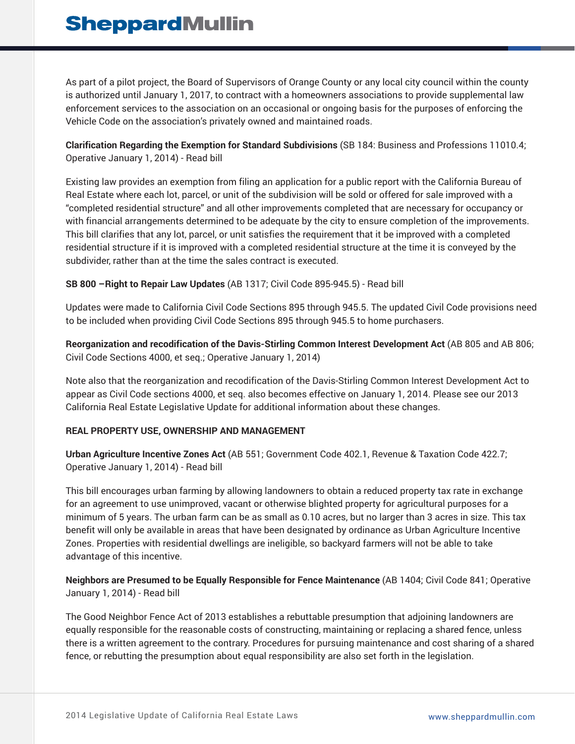As part of a pilot project, the Board of Supervisors of Orange County or any local city council within the county is authorized until January 1, 2017, to contract with a homeowners associations to provide supplemental law enforcement services to the association on an occasional or ongoing basis for the purposes of enforcing the Vehicle Code on the association's privately owned and maintained roads.

**Clarification Regarding the Exemption for Standard Subdivisions** (SB 184: Business and Professions 11010.4; Operative January 1, 2014) - Read bill

Existing law provides an exemption from filing an application for a public report with the California Bureau of Real Estate where each lot, parcel, or unit of the subdivision will be sold or offered for sale improved with a "completed residential structure" and all other improvements completed that are necessary for occupancy or with financial arrangements determined to be adequate by the city to ensure completion of the improvements. This bill clarifies that any lot, parcel, or unit satisfies the requirement that it be improved with a completed residential structure if it is improved with a completed residential structure at the time it is conveyed by the subdivider, rather than at the time the sales contract is executed.

**SB 800 –Right to Repair Law Updates** (AB 1317; Civil Code 895-945.5) - Read bill

Updates were made to California Civil Code Sections 895 through 945.5. The updated Civil Code provisions need to be included when providing Civil Code Sections 895 through 945.5 to home purchasers.

**Reorganization and recodification of the Davis-Stirling Common Interest Development Act** (AB 805 and AB 806; Civil Code Sections 4000, et seq.; Operative January 1, 2014)

Note also that the reorganization and recodification of the Davis-Stirling Common Interest Development Act to appear as Civil Code sections 4000, et seq. also becomes effective on January 1, 2014. Please see our 2013 California Real Estate Legislative Update for additional information about these changes.

**REAL PROPERTY USE, OWNERSHIP AND MANAGEMENT**

**Urban Agriculture Incentive Zones Act** (AB 551; Government Code 402.1, Revenue & Taxation Code 422.7; Operative January 1, 2014) - Read bill

This bill encourages urban farming by allowing landowners to obtain a reduced property tax rate in exchange for an agreement to use unimproved, vacant or otherwise blighted property for agricultural purposes for a minimum of 5 years. The urban farm can be as small as 0.10 acres, but no larger than 3 acres in size. This tax benefit will only be available in areas that have been designated by ordinance as Urban Agriculture Incentive Zones. Properties with residential dwellings are ineligible, so backyard farmers will not be able to take advantage of this incentive.

**Neighbors are Presumed to be Equally Responsible for Fence Maintenance** (AB 1404; Civil Code 841; Operative January 1, 2014) - Read bill

The Good Neighbor Fence Act of 2013 establishes a rebuttable presumption that adjoining landowners are equally responsible for the reasonable costs of constructing, maintaining or replacing a shared fence, unless there is a written agreement to the contrary. Procedures for pursuing maintenance and cost sharing of a shared fence, or rebutting the presumption about equal responsibility are also set forth in the legislation.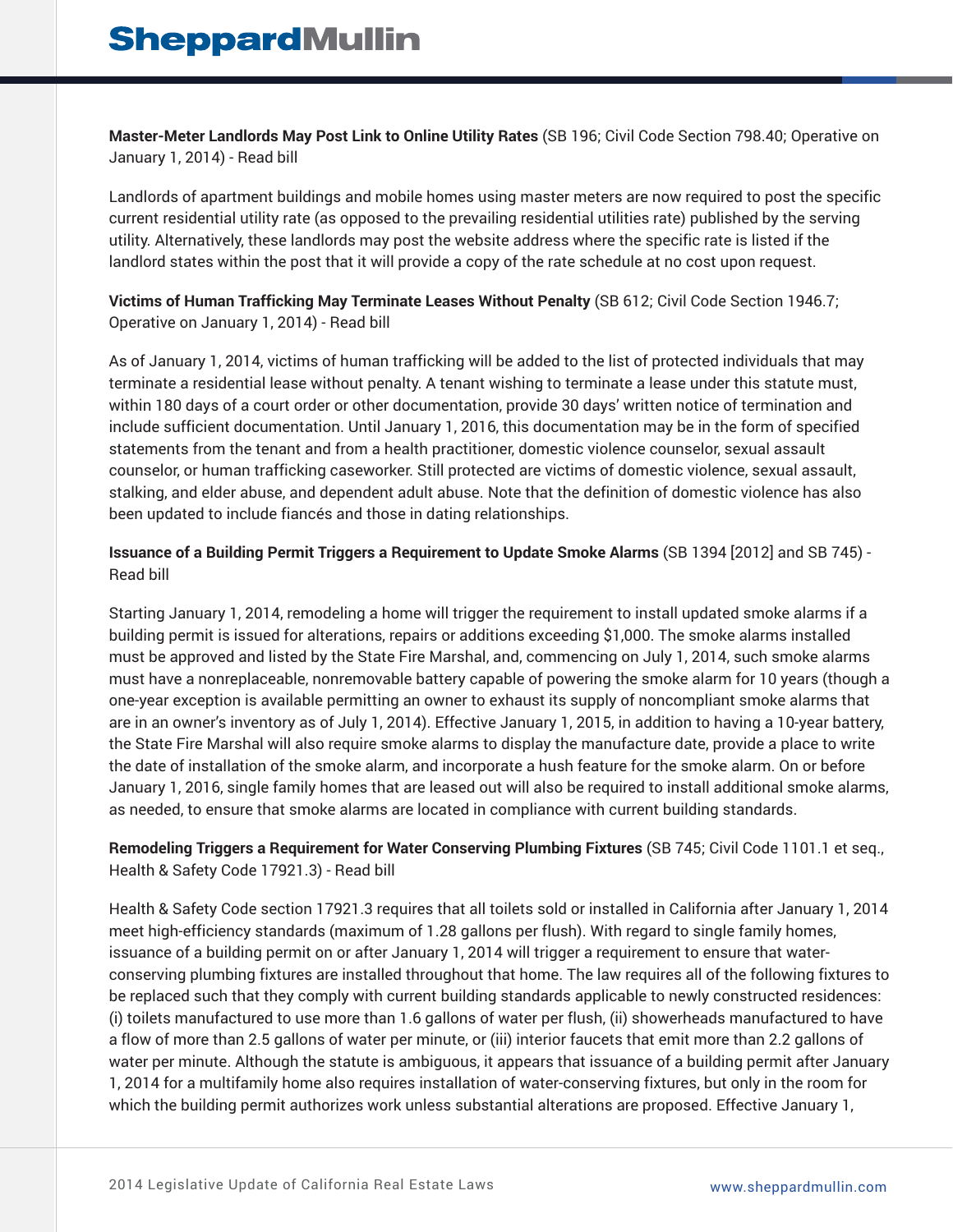**Master-Meter Landlords May Post Link to Online Utility Rates** (SB 196; Civil Code Section 798.40; Operative on January 1, 2014) - Read bill

Landlords of apartment buildings and mobile homes using master meters are now required to post the specific current residential utility rate (as opposed to the prevailing residential utilities rate) published by the serving utility. Alternatively, these landlords may post the website address where the specific rate is listed if the landlord states within the post that it will provide a copy of the rate schedule at no cost upon request.

**Victims of Human Trafficking May Terminate Leases Without Penalty** (SB 612; Civil Code Section 1946.7; Operative on January 1, 2014) - Read bill

As of January 1, 2014, victims of human trafficking will be added to the list of protected individuals that may terminate a residential lease without penalty. A tenant wishing to terminate a lease under this statute must, within 180 days of a court order or other documentation, provide 30 days' written notice of termination and include sufficient documentation. Until January 1, 2016, this documentation may be in the form of specified statements from the tenant and from a health practitioner, domestic violence counselor, sexual assault counselor, or human trafficking caseworker. Still protected are victims of domestic violence, sexual assault, stalking, and elder abuse, and dependent adult abuse. Note that the definition of domestic violence has also been updated to include fiancés and those in dating relationships.

**Issuance of a Building Permit Triggers a Requirement to Update Smoke Alarms** (SB 1394 [2012] and SB 745) - Read bill

Starting January 1, 2014, remodeling a home will trigger the requirement to install updated smoke alarms if a building permit is issued for alterations, repairs or additions exceeding $1,000. The smoke alarms installed must be approved and listed by the State Fire Marshal, and, commencing on July 1, 2014, such smoke alarms must have a nonreplaceable, nonremovable battery capable of powering the smoke alarm for 10 years (though a one-year exception is available permitting an owner to exhaust its supply of noncompliant smoke alarms that are in an owner's inventory as of July 1, 2014). Effective January 1, 2015, in addition to having a 10-year battery, the State Fire Marshal will also require smoke alarms to display the manufacture date, provide a place to write the date of installation of the smoke alarm, and incorporate a hush feature for the smoke alarm. On or before January 1, 2016, single family homes that are leased out will also be required to install additional smoke alarms, as needed, to ensure that smoke alarms are located in compliance with current building standards.

**Remodeling Triggers a Requirement for Water Conserving Plumbing Fixtures** (SB 745; Civil Code 1101.1 et seq., Health & Safety Code 17921.3) - Read bill

Health & Safety Code section 17921.3 requires that all toilets sold or installed in California after January 1, 2014 meet high-efficiency standards (maximum of 1.28 gallons per flush). With regard to single family homes, issuance of a building permit on or after January 1, 2014 will trigger a requirement to ensure that water-conserving plumbing fixtures are installed throughout that home. The law requires all of the following fixtures to be replaced such that they comply with current building standards applicable to newly constructed residences: (i) toilets manufactured to use more than 1.6 gallons of water per flush, (ii) showerheads manufactured to have a flow of more than 2.5 gallons of water per minute, or (iii) interior faucets that emit more than 2.2 gallons of water per minute. Although the statute is ambiguous, it appears that issuance of a building permit after January 1, 2014 for a multifamily home also requires installation of water-conserving fixtures, but only in the room for which the building permit authorizes work unless substantial alterations are proposed. Effective January 1,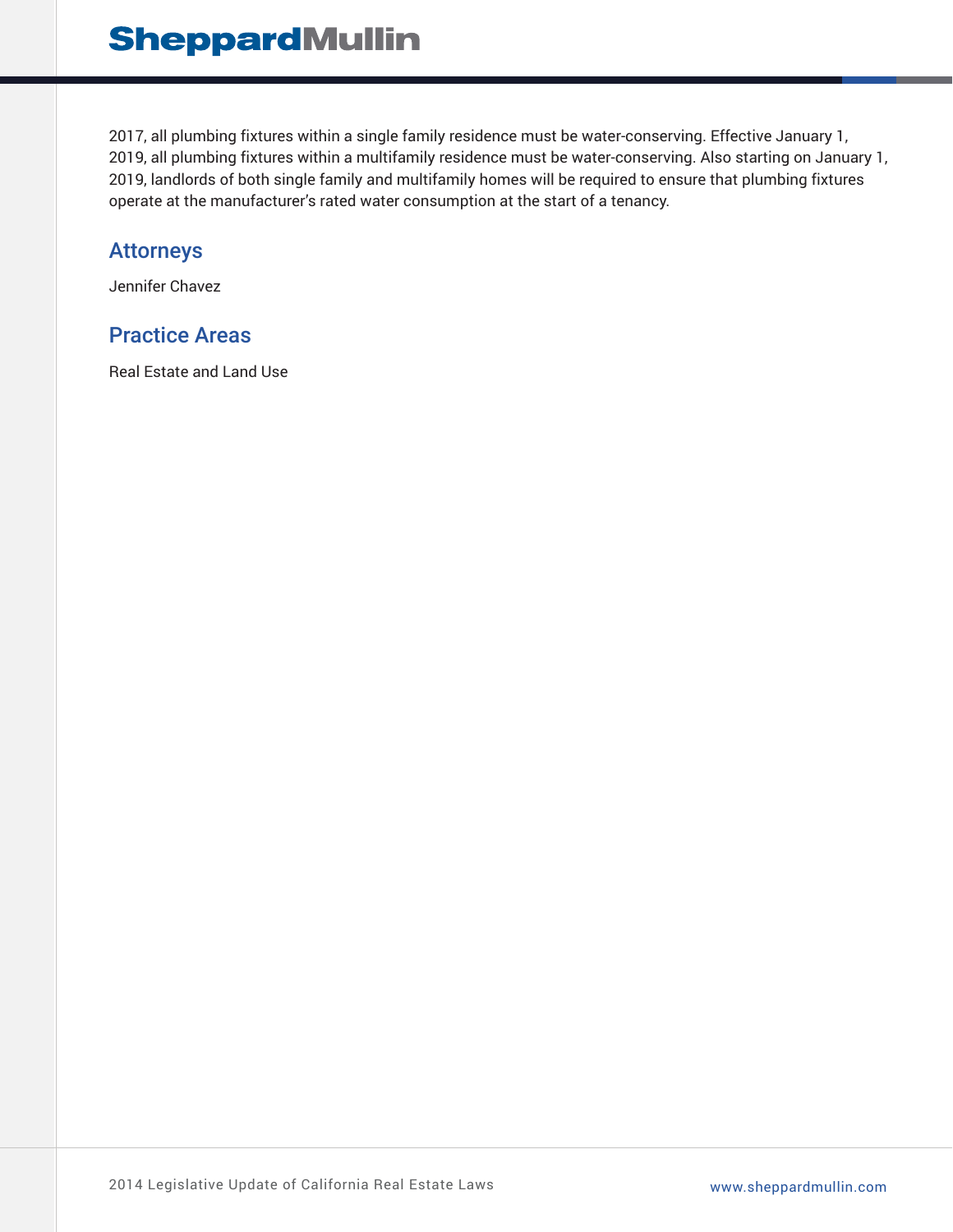2017, all plumbing fixtures within a single family residence must be water-conserving. Effective January 1, 2019, all plumbing fixtures within a multifamily residence must be water-conserving. Also starting on January 1, 2019, landlords of both single family and multifamily homes will be required to ensure that plumbing fixtures operate at the manufacturer's rated water consumption at the start of a tenancy.

## Attorneys

Jennifer Chavez

## Practice Areas

Real Estate and Land Use